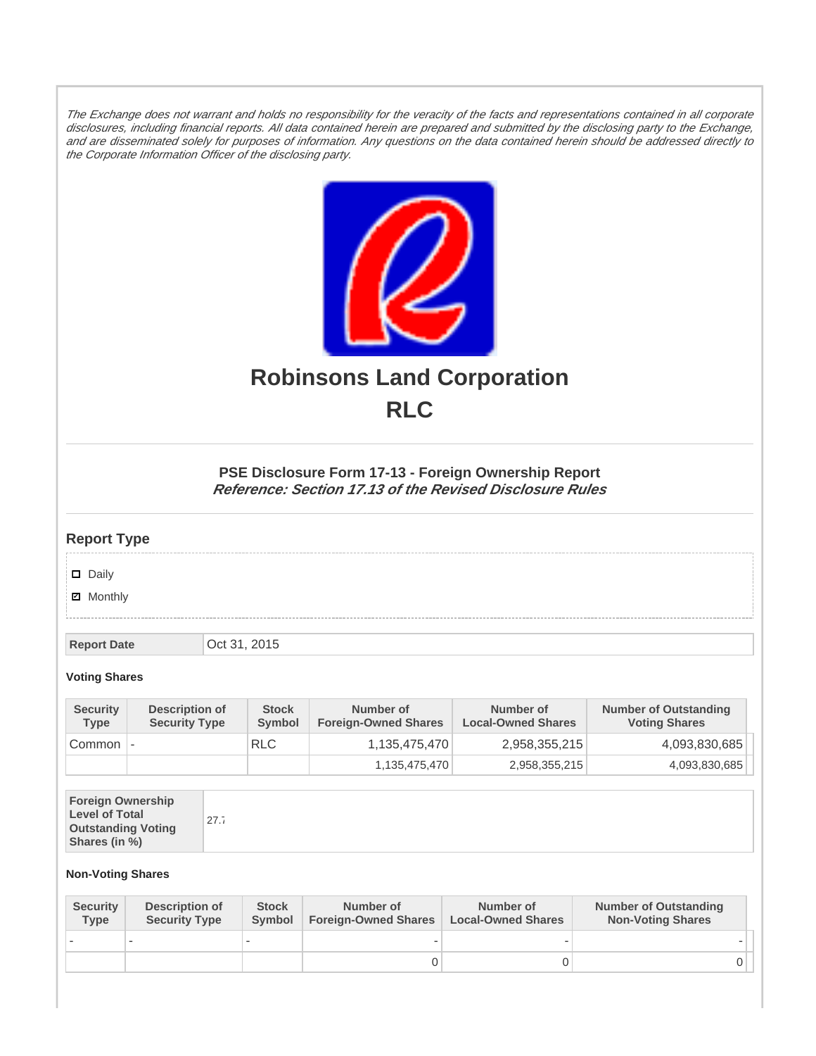*The Exchange does not warrant and holds no responsibility for the veracity of the facts and representations contained in all corporate disclosures, including financial reports. All data contained herein are prepared and submitted by the disclosing party to the Exchange, and are disseminated solely for purposes of information. Any questions on the data contained herein should be addressed directly to the Corporate Information Officer of the disclosing party.*

# Robinsons Land Corporation
# RLC

### PSE Disclosure Form 17-13 - Foreign Ownership Report
***Reference: Section 17.13 of the Revised Disclosure Rules***

## Report Type

- ☐ Daily
- ☑ Monthly

| Report Date | Oct 31, 2015 |
|---|---|

**Voting Shares**

| Security Type | Description of Security Type | Stock Symbol | Number of Foreign-Owned Shares | Number of Local-Owned Shares | Number of Outstanding Voting Shares |
|---|---|---|---|---|---|
| Common | - | RLC | 1,135,475,470 | 2,958,355,215 | 4,093,830,685 |
| | | | 1,135,475,470 | 2,958,355,215 | 4,093,830,685 |

| Foreign Ownership Level of Total Outstanding Voting Shares (in %) | 27.7 |
|---|---|

**Non-Voting Shares**

| Security Type | Description of Security Type | Stock Symbol | Number of Foreign-Owned Shares | Number of Local-Owned Shares | Number of Outstanding Non-Voting Shares |
|---|---|---|---|---|---|
| - | - | - | - | - | - |
| | | | 0 | 0 | 0 |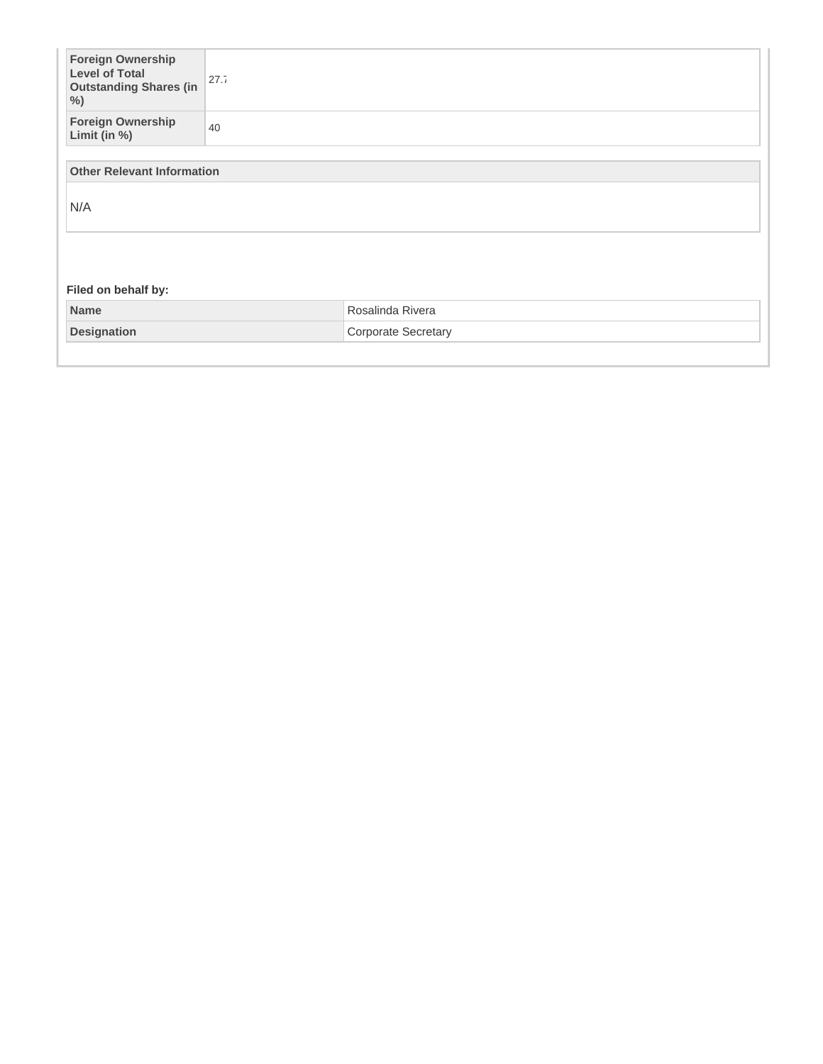| | |
|---|---|
| **Foreign Ownership Level of Total Outstanding Shares (in %)** | 27.7 |
| **Foreign Ownership Limit (in %)** | 40 |

| **Other Relevant Information** |
|---|
| N/A |

**Filed on behalf by:**

| | |
|---|---|
| **Name** | Rosalinda Rivera |
| **Designation** | Corporate Secretary |